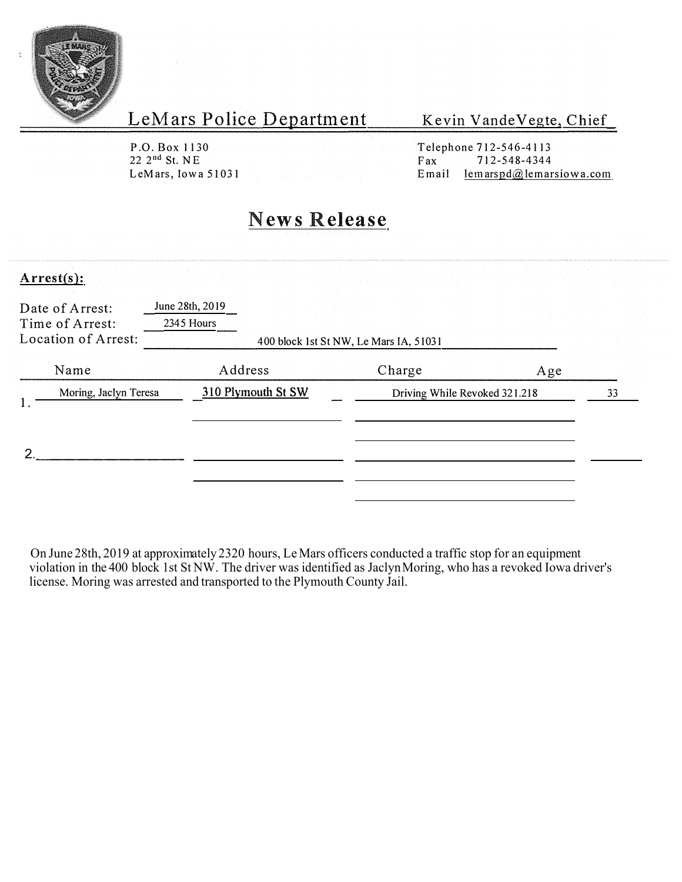# LeMars Police Department

Kevin VandeVegte, Chief

P.O. Box 1130
22 2nd St. NE
LeMars, Iowa 51031

Telephone 712-546-4113
Fax 712-548-4344
Email lemarspd@lemarsiowa.com

## News Release

**Arrest(s):**

Date of Arrest: June 28th, 2019
Time of Arrest: 2345 Hours
Location of Arrest: 400 block 1st St NW, Le Mars IA, 51031

| | Name | Address | Charge | Age |
|---|---|---|---|---|
| 1. | Moring, Jaclyn Teresa | 310 Plymouth St SW | Driving While Revoked 321.218 | 33 |
| 2. | | | | |

On June 28th, 2019 at approximately 2320 hours, Le Mars officers conducted a traffic stop for an equipment violation in the 400 block 1st St NW. The driver was identified as Jaclyn Moring, who has a revoked Iowa driver's license. Moring was arrested and transported to the Plymouth County Jail.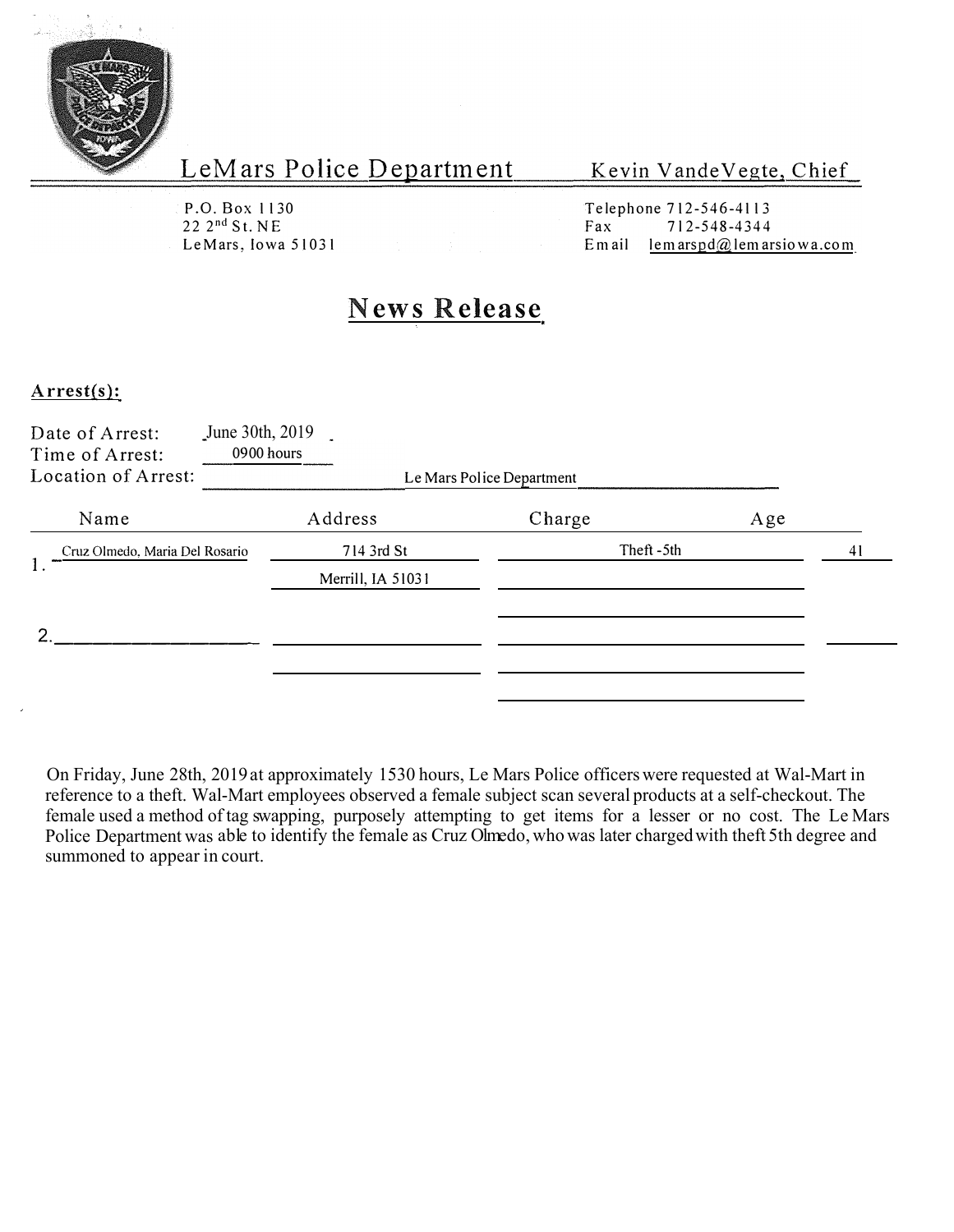LeMars Police Department

Kevin VandeVegte, Chief

P.O. Box 1130
22 2nd St. NE
LeMars, Iowa 51031

Telephone 712-546-4113
Fax 712-548-4344
Email lemarspd@lemarsiowa.com

# News Release

**Arrest(s):**

Date of Arrest: June 30th, 2019
Time of Arrest: 0900 hours
Location of Arrest: Le Mars Police Department

| | Name | Address | Charge | Age |
|---|---|---|---|---|
| 1. | Cruz Olmedo, Maria Del Rosario | 714 3rd St<br>Merrill, IA 51031 | Theft -5th | 41 |
| 2. | | | | |

On Friday, June 28th, 2019 at approximately 1530 hours, Le Mars Police officers were requested at Wal-Mart in reference to a theft. Wal-Mart employees observed a female subject scan several products at a self-checkout. The female used a method of tag swapping, purposely attempting to get items for a lesser or no cost. The Le Mars Police Department was able to identify the female as Cruz Olmedo, who was later charged with theft 5th degree and summoned to appear in court.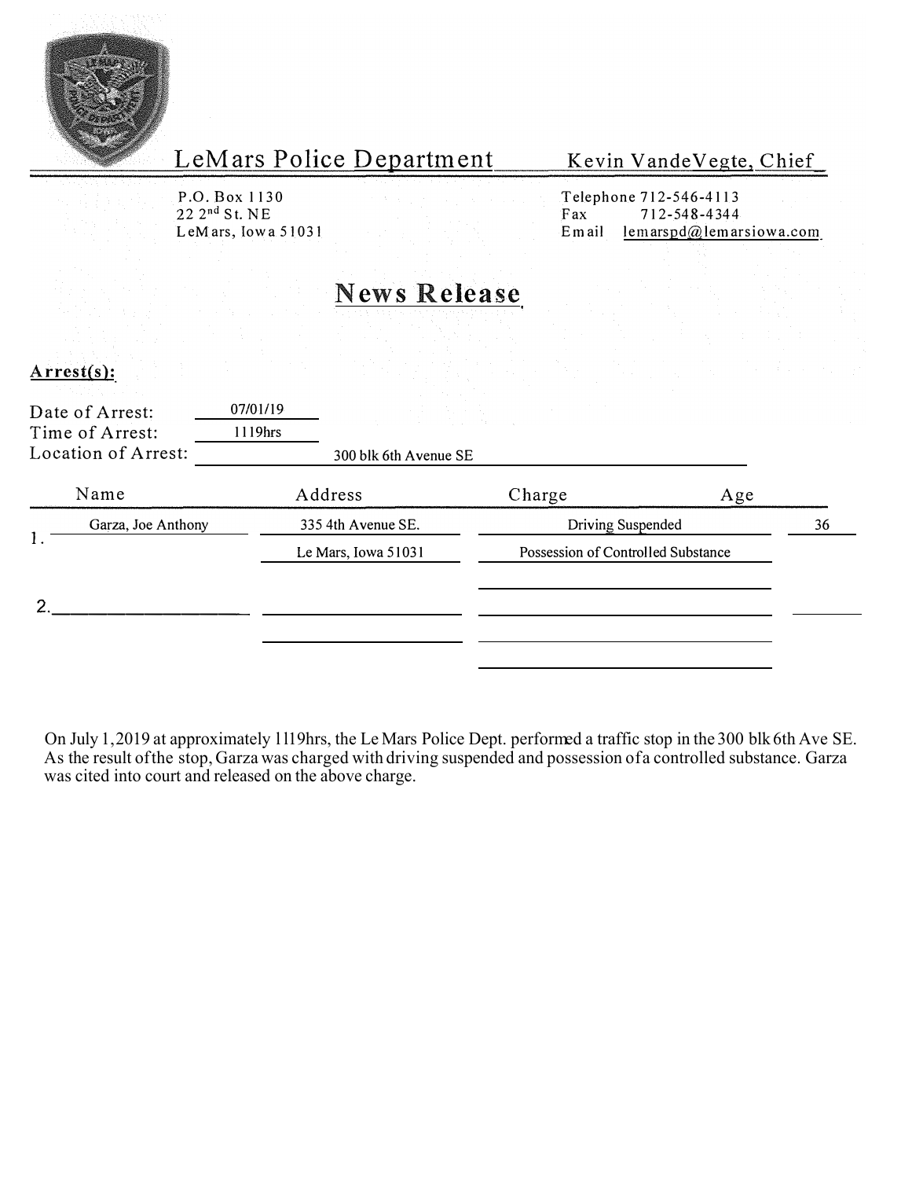LeMars Police Department — Kevin VandeVegte, Chief

P.O. Box 1130
22 2nd St. NE
LeMars, Iowa 51031

Telephone 712-546-4113
Fax 712-548-4344
Email lemarspd@lemarsiowa.com

# News Release

**Arrest(s):**

Date of Arrest: 07/01/19
Time of Arrest: 1119hrs
Location of Arrest: 300 blk 6th Avenue SE

| | Name | Address | Charge | Age |
|---|---|---|---|---|
| 1. | Garza, Joe Anthony | 335 4th Avenue SE. | Driving Suspended | 36 |
| | | Le Mars, Iowa 51031 | Possession of Controlled Substance | |
| 2. | | | | |

On July 1,2019 at approximately 1119hrs, the Le Mars Police Dept. performed a traffic stop in the 300 blk 6th Ave SE. As the result of the stop, Garza was charged with driving suspended and possession of a controlled substance. Garza was cited into court and released on the above charge.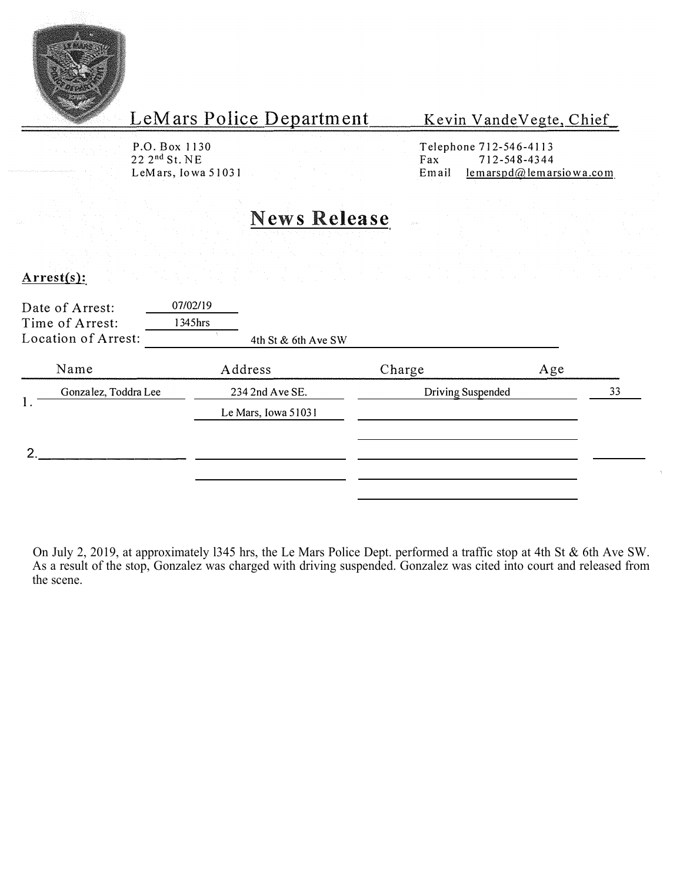# LeMars Police Department

**Kevin VandeVegte, Chief**

P.O. Box 1130
22 2nd St. NE
LeMars, Iowa 51031

Telephone 712-546-4113
Fax 712-548-4344
Email lemarspd@lemarsiowa.com

## News Release

**Arrest(s):**

Date of Arrest: 07/02/19
Time of Arrest: 1345hrs
Location of Arrest: 4th St & 6th Ave SW

| | Name | Address | Charge | Age |
|---|---|---|---|---|
| 1. | Gonzalez, Toddra Lee | 234 2nd Ave SE. Le Mars, Iowa 51031 | Driving Suspended | 33 |
| 2. | | | | |

On July 2, 2019, at approximately 1345 hrs, the Le Mars Police Dept. performed a traffic stop at 4th St & 6th Ave SW. As a result of the stop, Gonzalez was charged with driving suspended. Gonzalez was cited into court and released from the scene.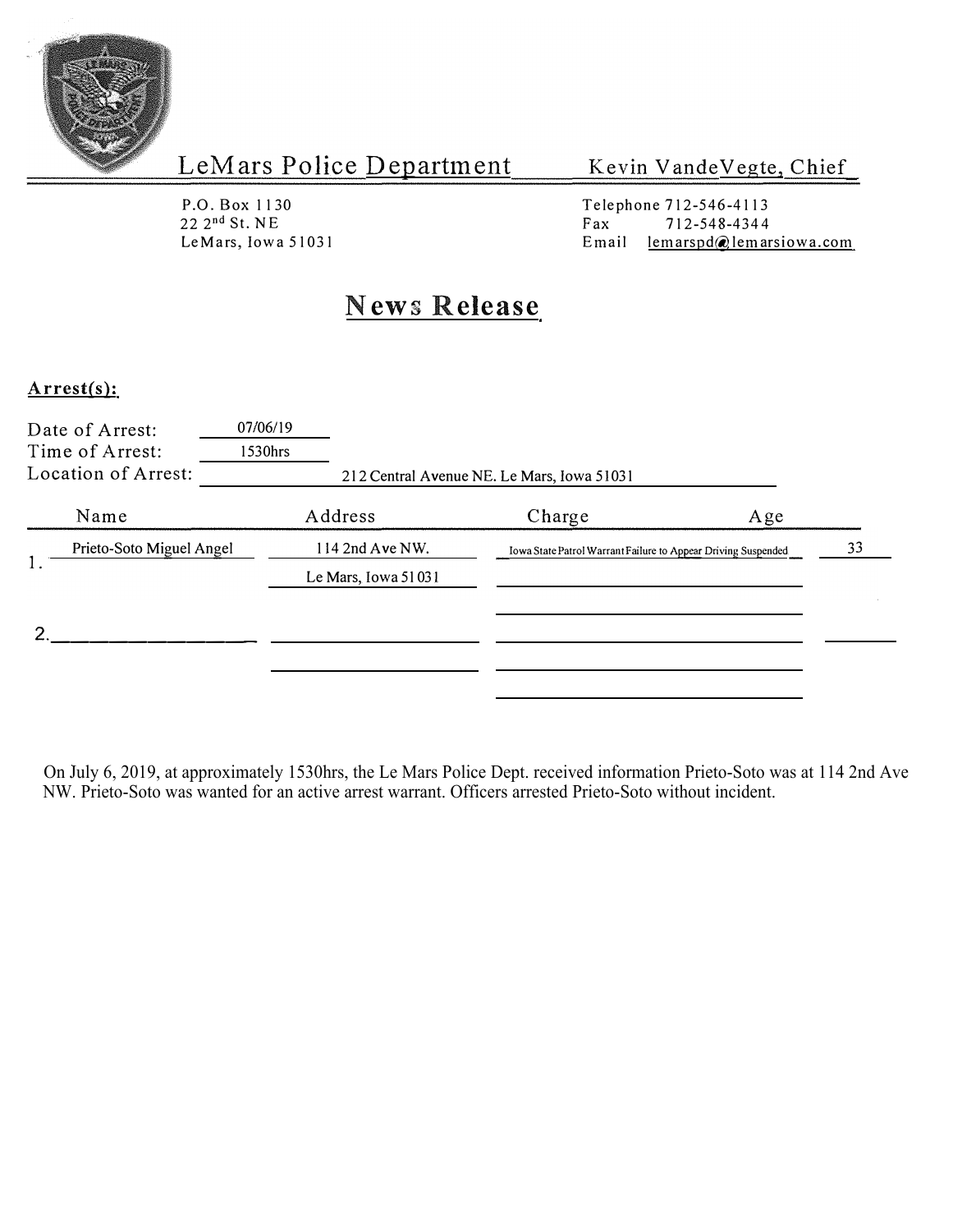# LeMars Police Department

**Kevin VandeVegte, Chief**

P.O. Box 1130
22 2nd St. NE
LeMars, Iowa 51031

Telephone 712-546-4113
Fax 712-548-4344
Email lemarspd@lemarsiowa.com

## News Release

**Arrest(s):**

Date of Arrest: 07/06/19
Time of Arrest: 1530hrs
Location of Arrest: 212 Central Avenue NE. Le Mars, Iowa 51031

| | Name | Address | Charge | Age |
|---|---|---|---|---|
| 1. | Prieto-Soto Miguel Angel | 114 2nd Ave NW. Le Mars, Iowa 51031 | Iowa State Patrol Warrant Failure to Appear Driving Suspended | 33 |
| 2. | | | | |

On July 6, 2019, at approximately 1530hrs, the Le Mars Police Dept. received information Prieto-Soto was at 114 2nd Ave NW. Prieto-Soto was wanted for an active arrest warrant. Officers arrested Prieto-Soto without incident.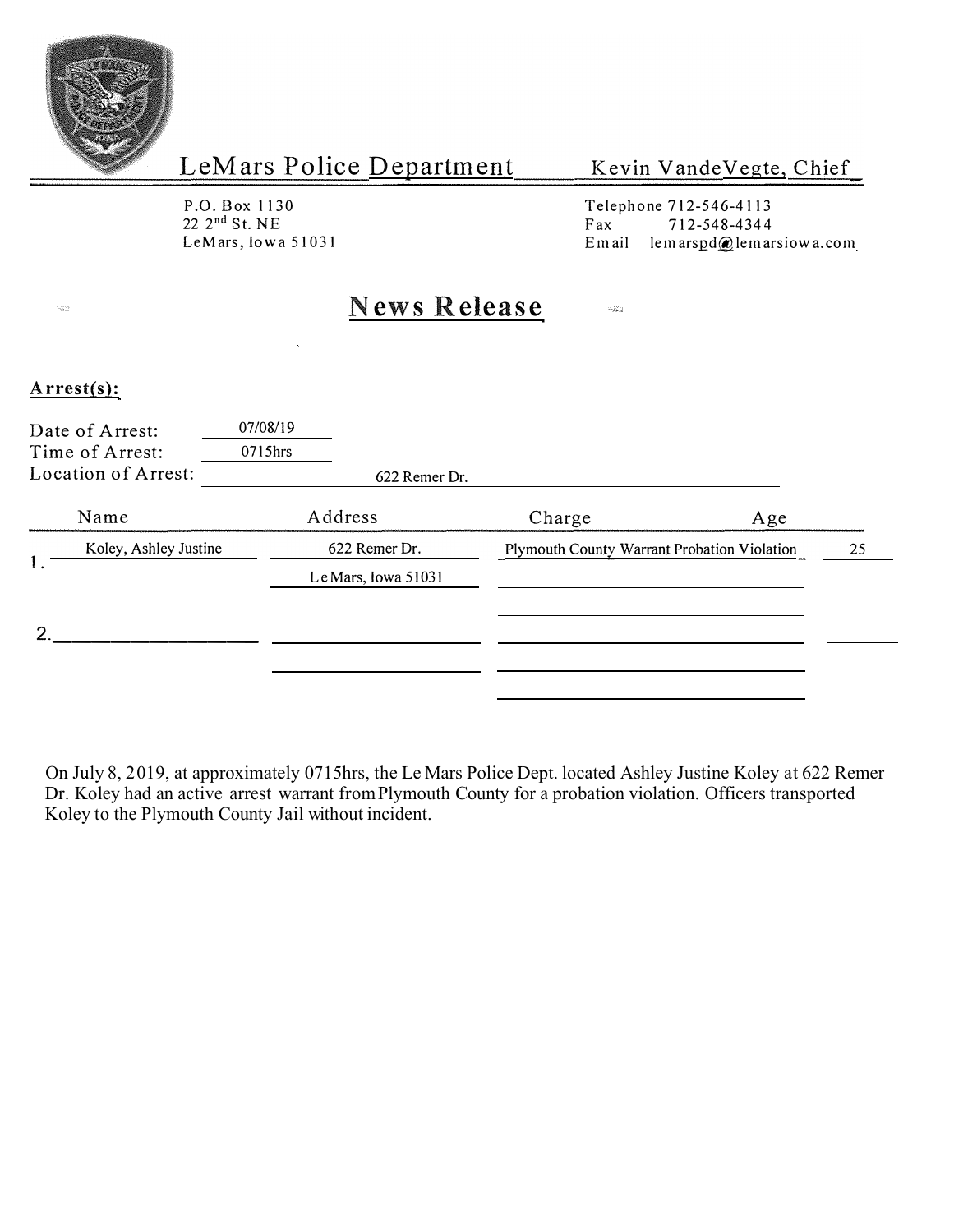# LeMars Police Department

**Kevin VandeVegte, Chief**

P.O. Box 1130
22 2nd St. NE
LeMars, Iowa 51031

Telephone 712-546-4113
Fax 712-548-4344
Email lemarspd@lemarsiowa.com

## News Release

**Arrest(s):**

Date of Arrest: 07/08/19
Time of Arrest: 0715hrs
Location of Arrest: 622 Remer Dr.

| | Name | Address | Charge | Age |
|---|---|---|---|---|
| 1. | Koley, Ashley Justine | 622 Remer Dr. LeMars, Iowa 51031 | Plymouth County Warrant Probation Violation | 25 |
| 2. | | | | |

On July 8, 2019, at approximately 0715hrs, the Le Mars Police Dept. located Ashley Justine Koley at 622 Remer Dr. Koley had an active arrest warrant from Plymouth County for a probation violation. Officers transported Koley to the Plymouth County Jail without incident.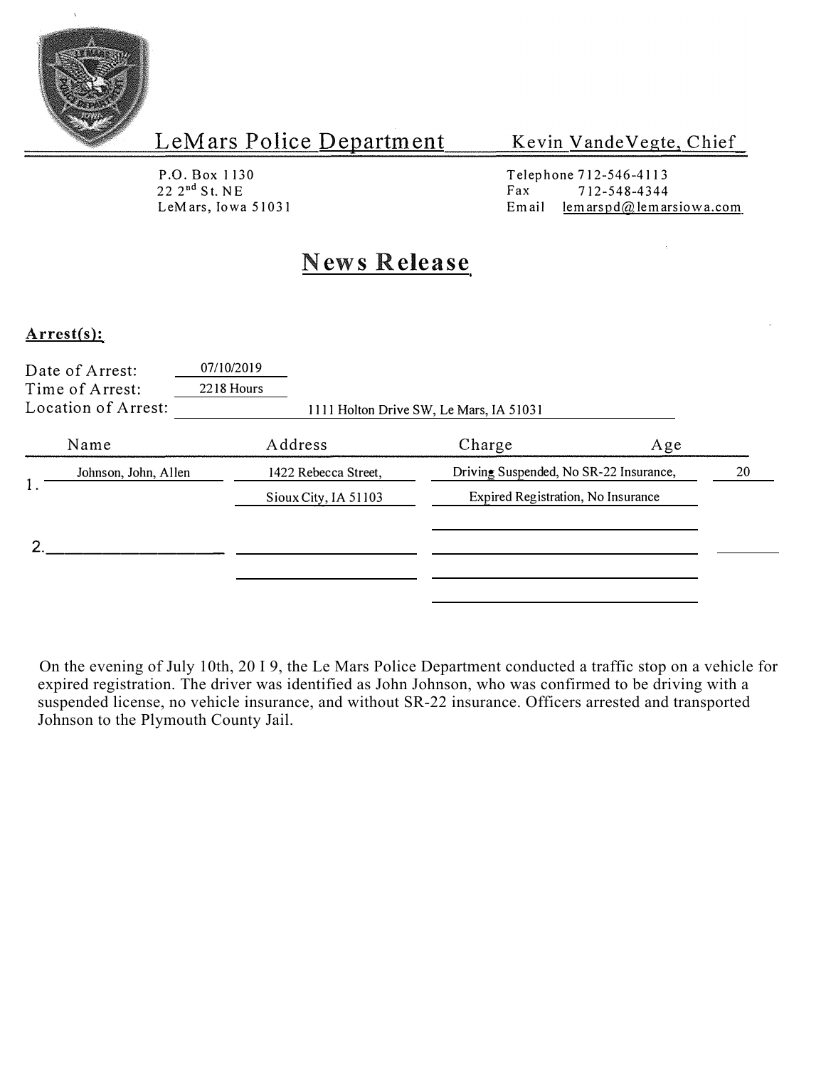# LeMars Police Department

**Kevin VandeVegte, Chief**

P.O. Box 1130
22 2nd St. NE
LeMars, Iowa 51031

Telephone 712-546-4113
Fax 712-548-4344
Email lemarspd@lemarsiowa.com

## News Release

**Arrest(s):**

Date of Arrest: 07/10/2019
Time of Arrest: 2218 Hours
Location of Arrest: 1111 Holton Drive SW, Le Mars, IA 51031

| | Name | Address | Charge | Age |
|---|---|---|---|---|
| 1. | Johnson, John, Allen | 1422 Rebecca Street, Sioux City, IA 51103 | Driving Suspended, No SR-22 Insurance, Expired Registration, No Insurance | 20 |
| 2. | | | | |

On the evening of July 10th, 20 I 9, the Le Mars Police Department conducted a traffic stop on a vehicle for expired registration. The driver was identified as John Johnson, who was confirmed to be driving with a suspended license, no vehicle insurance, and without SR-22 insurance. Officers arrested and transported Johnson to the Plymouth County Jail.